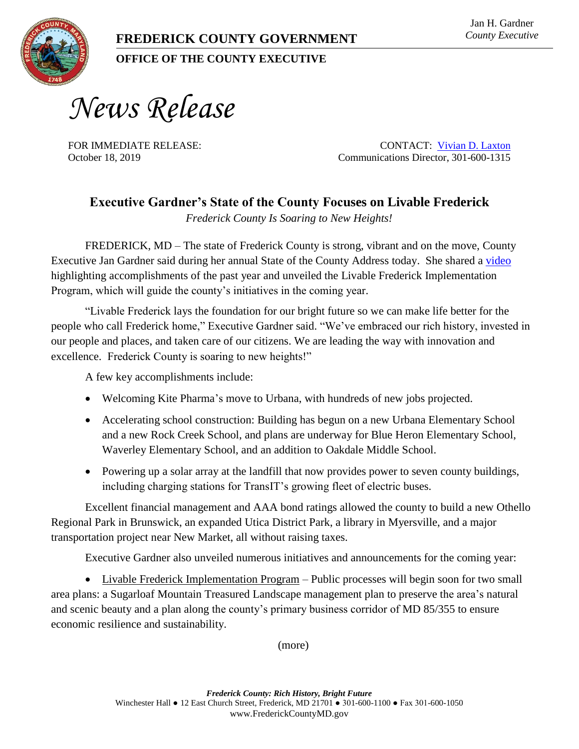**FREDERICK COUNTY GOVERNMENT**

**OFFICE OF THE COUNTY EXECUTIVE**

Jan H. Gardner
*County Executive*

# *News Release*

FOR IMMEDIATE RELEASE:
October 18, 2019

CONTACT: Vivian D. Laxton
Communications Director, 301-600-1315

## Executive Gardner's State of the County Focuses on Livable Frederick

*Frederick County Is Soaring to New Heights!*

FREDERICK, MD – The state of Frederick County is strong, vibrant and on the move, County Executive Jan Gardner said during her annual State of the County Address today. She shared a video highlighting accomplishments of the past year and unveiled the Livable Frederick Implementation Program, which will guide the county's initiatives in the coming year.

"Livable Frederick lays the foundation for our bright future so we can make life better for the people who call Frederick home," Executive Gardner said. "We've embraced our rich history, invested in our people and places, and taken care of our citizens. We are leading the way with innovation and excellence. Frederick County is soaring to new heights!"

A few key accomplishments include:

- Welcoming Kite Pharma's move to Urbana, with hundreds of new jobs projected.
- Accelerating school construction: Building has begun on a new Urbana Elementary School and a new Rock Creek School, and plans are underway for Blue Heron Elementary School, Waverley Elementary School, and an addition to Oakdale Middle School.
- Powering up a solar array at the landfill that now provides power to seven county buildings, including charging stations for TransIT's growing fleet of electric buses.

Excellent financial management and AAA bond ratings allowed the county to build a new Othello Regional Park in Brunswick, an expanded Utica District Park, a library in Myersville, and a major transportation project near New Market, all without raising taxes.

Executive Gardner also unveiled numerous initiatives and announcements for the coming year:

- Livable Frederick Implementation Program – Public processes will begin soon for two small area plans: a Sugarloaf Mountain Treasured Landscape management plan to preserve the area's natural and scenic beauty and a plan along the county's primary business corridor of MD 85/355 to ensure economic resilience and sustainability.

(more)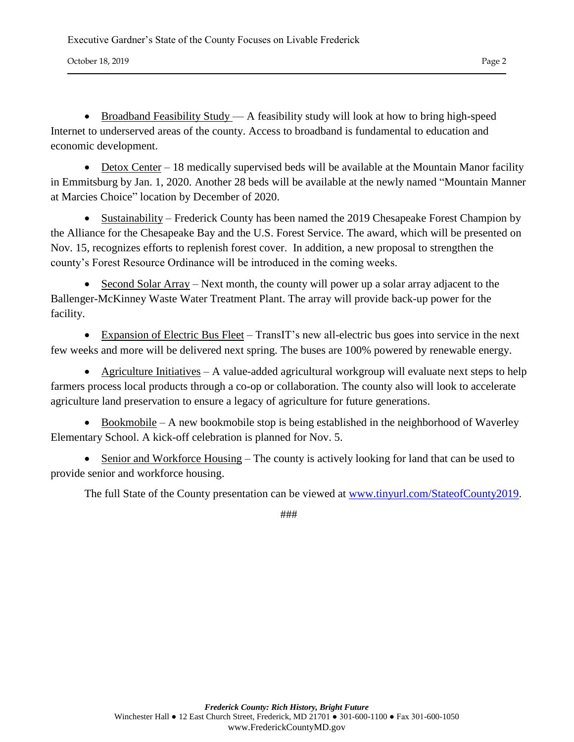- Broadband Feasibility Study — A feasibility study will look at how to bring high-speed Internet to underserved areas of the county. Access to broadband is fundamental to education and economic development.

- Detox Center – 18 medically supervised beds will be available at the Mountain Manor facility in Emmitsburg by Jan. 1, 2020. Another 28 beds will be available at the newly named "Mountain Manner at Marcies Choice" location by December of 2020.

- Sustainability – Frederick County has been named the 2019 Chesapeake Forest Champion by the Alliance for the Chesapeake Bay and the U.S. Forest Service. The award, which will be presented on Nov. 15, recognizes efforts to replenish forest cover. In addition, a new proposal to strengthen the county's Forest Resource Ordinance will be introduced in the coming weeks.

- Second Solar Array – Next month, the county will power up a solar array adjacent to the Ballenger-McKinney Waste Water Treatment Plant. The array will provide back-up power for the facility.

- Expansion of Electric Bus Fleet – TransIT's new all-electric bus goes into service in the next few weeks and more will be delivered next spring. The buses are 100% powered by renewable energy.

- Agriculture Initiatives – A value-added agricultural workgroup will evaluate next steps to help farmers process local products through a co-op or collaboration. The county also will look to accelerate agriculture land preservation to ensure a legacy of agriculture for future generations.

- Bookmobile – A new bookmobile stop is being established in the neighborhood of Waverley Elementary School. A kick-off celebration is planned for Nov. 5.

- Senior and Workforce Housing – The county is actively looking for land that can be used to provide senior and workforce housing.

The full State of the County presentation can be viewed at [www.tinyurl.com/StateofCounty2019](http://www.tinyurl.com/StateofCounty2019).

###